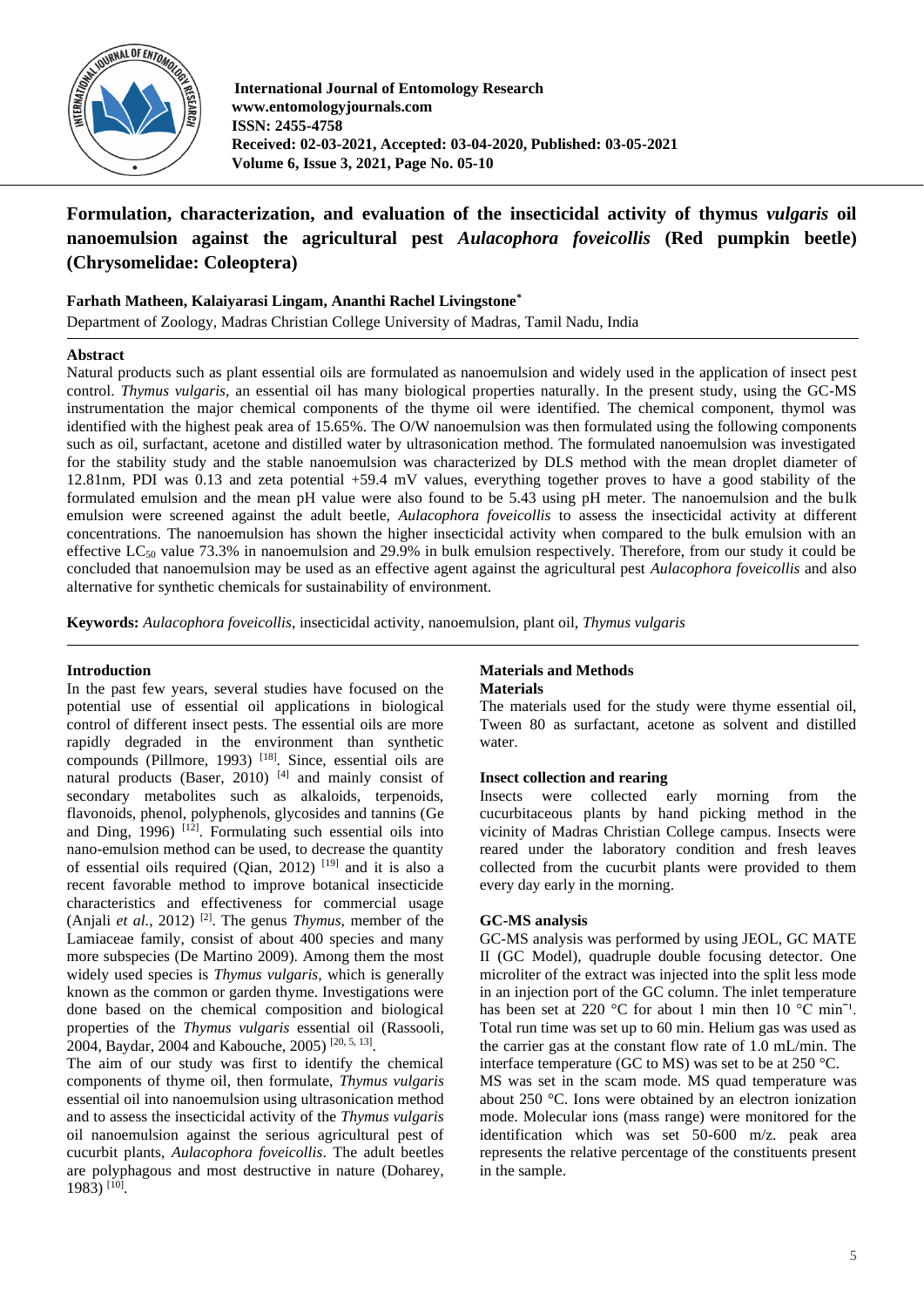International Journal of Entomology Research
www.entomologyjournals.com
ISSN: 2455-4758
Received: 02-03-2021, Accepted: 03-04-2020, Published: 03-05-2021
Volume 6, Issue 3, 2021, Page No. 05-10

# Formulation, characterization, and evaluation of the insecticidal activity of thymus *vulgaris* oil nanoemulsion against the agricultural pest *Aulacophora foveicollis* (Red pumpkin beetle) (Chrysomelidae: Coleoptera)

**Farhath Matheen, Kalaiyarasi Lingam, Ananthi Rachel Livingstone***

Department of Zoology, Madras Christian College University of Madras, Tamil Nadu, India

## Abstract

Natural products such as plant essential oils are formulated as nanoemulsion and widely used in the application of insect pest control. *Thymus vulgaris,* an essential oil has many biological properties naturally. In the present study, using the GC-MS instrumentation the major chemical components of the thyme oil were identified. The chemical component, thymol was identified with the highest peak area of 15.65%. The O/W nanoemulsion was then formulated using the following components such as oil, surfactant, acetone and distilled water by ultrasonication method. The formulated nanoemulsion was investigated for the stability study and the stable nanoemulsion was characterized by DLS method with the mean droplet diameter of 12.81nm, PDI was 0.13 and zeta potential +59.4 mV values, everything together proves to have a good stability of the formulated emulsion and the mean pH value were also found to be 5.43 using pH meter. The nanoemulsion and the bulk emulsion were screened against the adult beetle, *Aulacophora foveicollis* to assess the insecticidal activity at different concentrations. The nanoemulsion has shown the higher insecticidal activity when compared to the bulk emulsion with an effective $LC_{50}$ value 73.3% in nanoemulsion and 29.9% in bulk emulsion respectively. Therefore, from our study it could be concluded that nanoemulsion may be used as an effective agent against the agricultural pest *Aulacophora foveicollis* and also alternative for synthetic chemicals for sustainability of environment.

**Keywords:** *Aulacophora foveicollis*, insecticidal activity, nanoemulsion, plant oil, *Thymus vulgaris*

## Introduction

In the past few years, several studies have focused on the potential use of essential oil applications in biological control of different insect pests. The essential oils are more rapidly degraded in the environment than synthetic compounds (Pillmore, 1993) [18]. Since, essential oils are natural products (Baser, 2010) [4] and mainly consist of secondary metabolites such as alkaloids, terpenoids, flavonoids, phenol, polyphenols, glycosides and tannins (Ge and Ding, 1996) [12]. Formulating such essential oils into nano-emulsion method can be used, to decrease the quantity of essential oils required (Qian, 2012) [19] and it is also a recent favorable method to improve botanical insecticide characteristics and effectiveness for commercial usage (Anjali *et al.*, 2012) [2]. The genus *Thymus*, member of the Lamiaceae family, consist of about 400 species and many more subspecies (De Martino 2009). Among them the most widely used species is *Thymus vulgaris,* which is generally known as the common or garden thyme. Investigations were done based on the chemical composition and biological properties of the *Thymus vulgaris* essential oil (Rassooli, 2004, Baydar, 2004 and Kabouche, 2005) [20, 5, 13].

The aim of our study was first to identify the chemical components of thyme oil, then formulate, *Thymus vulgaris* essential oil into nanoemulsion using ultrasonication method and to assess the insecticidal activity of the *Thymus vulgaris* oil nanoemulsion against the serious agricultural pest of cucurbit plants, *Aulacophora foveicollis*. The adult beetles are polyphagous and most destructive in nature (Doharey, 1983) [10].

## Materials and Methods

### Materials

The materials used for the study were thyme essential oil, Tween 80 as surfactant, acetone as solvent and distilled water.

### Insect collection and rearing

Insects were collected early morning from the cucurbitaceous plants by hand picking method in the vicinity of Madras Christian College campus. Insects were reared under the laboratory condition and fresh leaves collected from the cucurbit plants were provided to them every day early in the morning.

### GC-MS analysis

GC-MS analysis was performed by using JEOL, GC MATE II (GC Model), quadruple double focusing detector. One microliter of the extract was injected into the split less mode in an injection port of the GC column. The inlet temperature has been set at 220 °C for about 1 min then 10 °C $min^{-1}$. Total run time was set up to 60 min. Helium gas was used as the carrier gas at the constant flow rate of 1.0 mL/min. The interface temperature (GC to MS) was set to be at 250 °C.

MS was set in the scam mode. MS quad temperature was about 250 °C. Ions were obtained by an electron ionization mode. Molecular ions (mass range) were monitored for the identification which was set 50-600 m/z. peak area represents the relative percentage of the constituents present in the sample.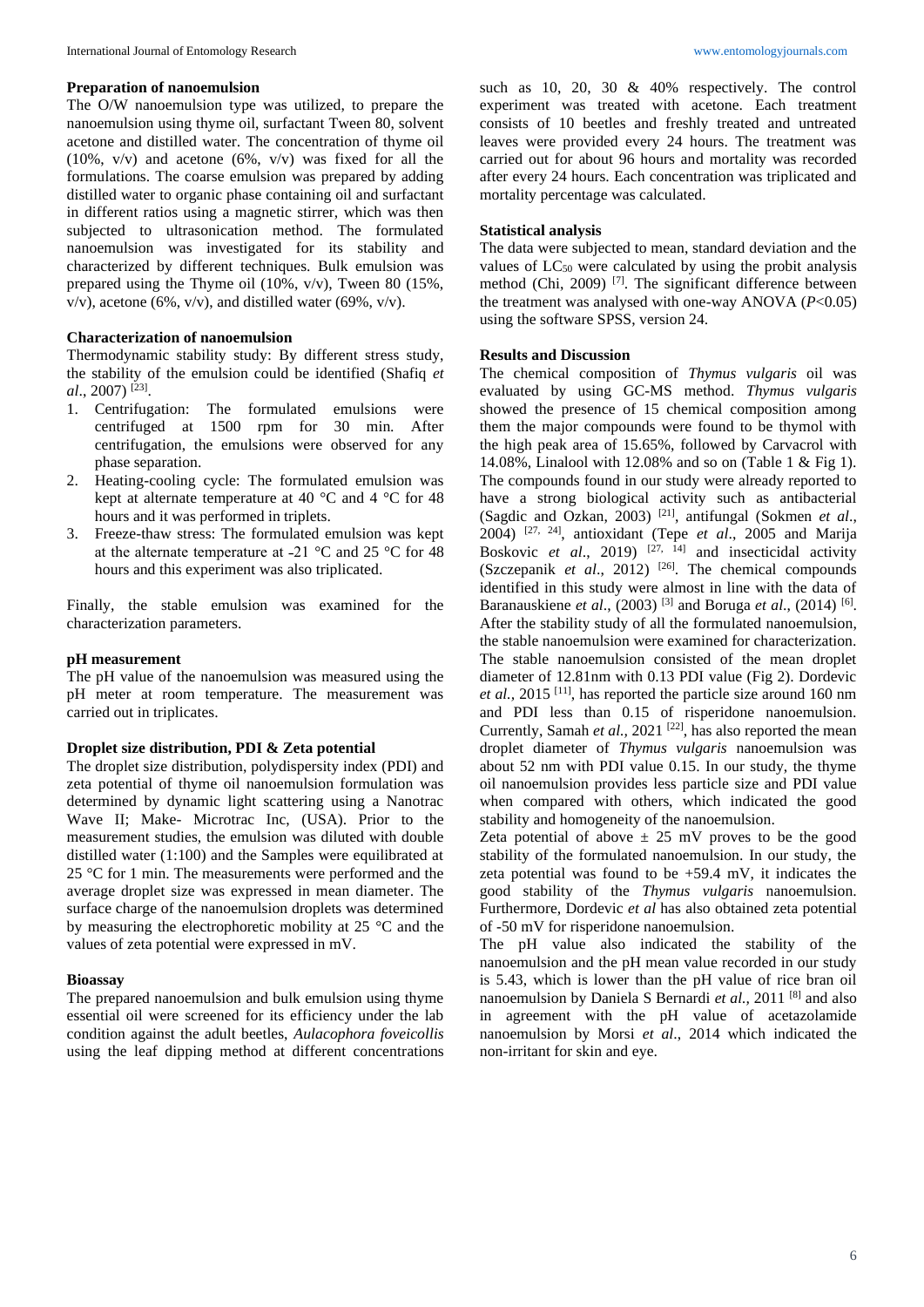### Preparation of nanoemulsion

The O/W nanoemulsion type was utilized, to prepare the nanoemulsion using thyme oil, surfactant Tween 80, solvent acetone and distilled water. The concentration of thyme oil (10%, v/v) and acetone (6%, v/v) was fixed for all the formulations. The coarse emulsion was prepared by adding distilled water to organic phase containing oil and surfactant in different ratios using a magnetic stirrer, which was then subjected to ultrasonication method. The formulated nanoemulsion was investigated for its stability and characterized by different techniques. Bulk emulsion was prepared using the Thyme oil (10%, v/v), Tween 80 (15%, v/v), acetone (6%, v/v), and distilled water (69%, v/v).

### Characterization of nanoemulsion

Thermodynamic stability study: By different stress study, the stability of the emulsion could be identified (Shafiq *et al*., 2007) [23].

1. Centrifugation: The formulated emulsions were centrifuged at 1500 rpm for 30 min. After centrifugation, the emulsions were observed for any phase separation.
2. Heating-cooling cycle: The formulated emulsion was kept at alternate temperature at 40 °C and 4 °C for 48 hours and it was performed in triplets.
3. Freeze-thaw stress: The formulated emulsion was kept at the alternate temperature at -21 °C and 25 °C for 48 hours and this experiment was also triplicated.

Finally, the stable emulsion was examined for the characterization parameters.

### pH measurement

The pH value of the nanoemulsion was measured using the pH meter at room temperature. The measurement was carried out in triplicates.

### Droplet size distribution, PDI & Zeta potential

The droplet size distribution, polydispersity index (PDI) and zeta potential of thyme oil nanoemulsion formulation was determined by dynamic light scattering using a Nanotrac Wave II; Make- Microtrac Inc, (USA). Prior to the measurement studies, the emulsion was diluted with double distilled water (1:100) and the Samples were equilibrated at 25 °C for 1 min. The measurements were performed and the average droplet size was expressed in mean diameter. The surface charge of the nanoemulsion droplets was determined by measuring the electrophoretic mobility at 25 °C and the values of zeta potential were expressed in mV.

### Bioassay

The prepared nanoemulsion and bulk emulsion using thyme essential oil were screened for its efficiency under the lab condition against the adult beetles, *Aulacophora foveicollis* using the leaf dipping method at different concentrations such as 10, 20, 30 & 40% respectively. The control experiment was treated with acetone. Each treatment consists of 10 beetles and freshly treated and untreated leaves were provided every 24 hours. The treatment was carried out for about 96 hours and mortality was recorded after every 24 hours. Each concentration was triplicated and mortality percentage was calculated.

### Statistical analysis

The data were subjected to mean, standard deviation and the values of $LC_{50}$ were calculated by using the probit analysis method (Chi, 2009) [7]. The significant difference between the treatment was analysed with one-way ANOVA ($P<0.05$) using the software SPSS, version 24.

### Results and Discussion

The chemical composition of *Thymus vulgaris* oil was evaluated by using GC-MS method. *Thymus vulgaris* showed the presence of 15 chemical composition among them the major compounds were found to be thymol with the high peak area of 15.65%, followed by Carvacrol with 14.08%, Linalool with 12.08% and so on (Table 1 & Fig 1). The compounds found in our study were already reported to have a strong biological activity such as antibacterial (Sagdic and Ozkan, 2003) [21], antifungal (Sokmen *et al*., 2004) [27, 24], antioxidant (Tepe *et al*., 2005 and Marija Boskovic *et al*., 2019) [27, 14] and insecticidal activity (Szczepanik *et al*., 2012) [26]. The chemical compounds identified in this study were almost in line with the data of Baranauskiene *et al*., (2003) [3] and Boruga *et al*., (2014) [6]. After the stability study of all the formulated nanoemulsion, the stable nanoemulsion were examined for characterization. The stable nanoemulsion consisted of the mean droplet diameter of 12.81nm with 0.13 PDI value (Fig 2). Dordevic *et al.,* 2015 [11], has reported the particle size around 160 nm and PDI less than 0.15 of risperidone nanoemulsion. Currently, Samah *et al.,* 2021 [22], has also reported the mean droplet diameter of *Thymus vulgaris* nanoemulsion was about 52 nm with PDI value 0.15. In our study, the thyme oil nanoemulsion provides less particle size and PDI value when compared with others, which indicated the good stability and homogeneity of the nanoemulsion.

Zeta potential of above ± 25 mV proves to be the good stability of the formulated nanoemulsion. In our study, the zeta potential was found to be +59.4 mV, it indicates the good stability of the *Thymus vulgaris* nanoemulsion. Furthermore, Dordevic *et al* has also obtained zeta potential of -50 mV for risperidone nanoemulsion.

The pH value also indicated the stability of the nanoemulsion and the pH mean value recorded in our study is 5.43, which is lower than the pH value of rice bran oil nanoemulsion by Daniela S Bernardi *et al.,* 2011 [8] and also in agreement with the pH value of acetazolamide nanoemulsion by Morsi *et al*., 2014 which indicated the non-irritant for skin and eye.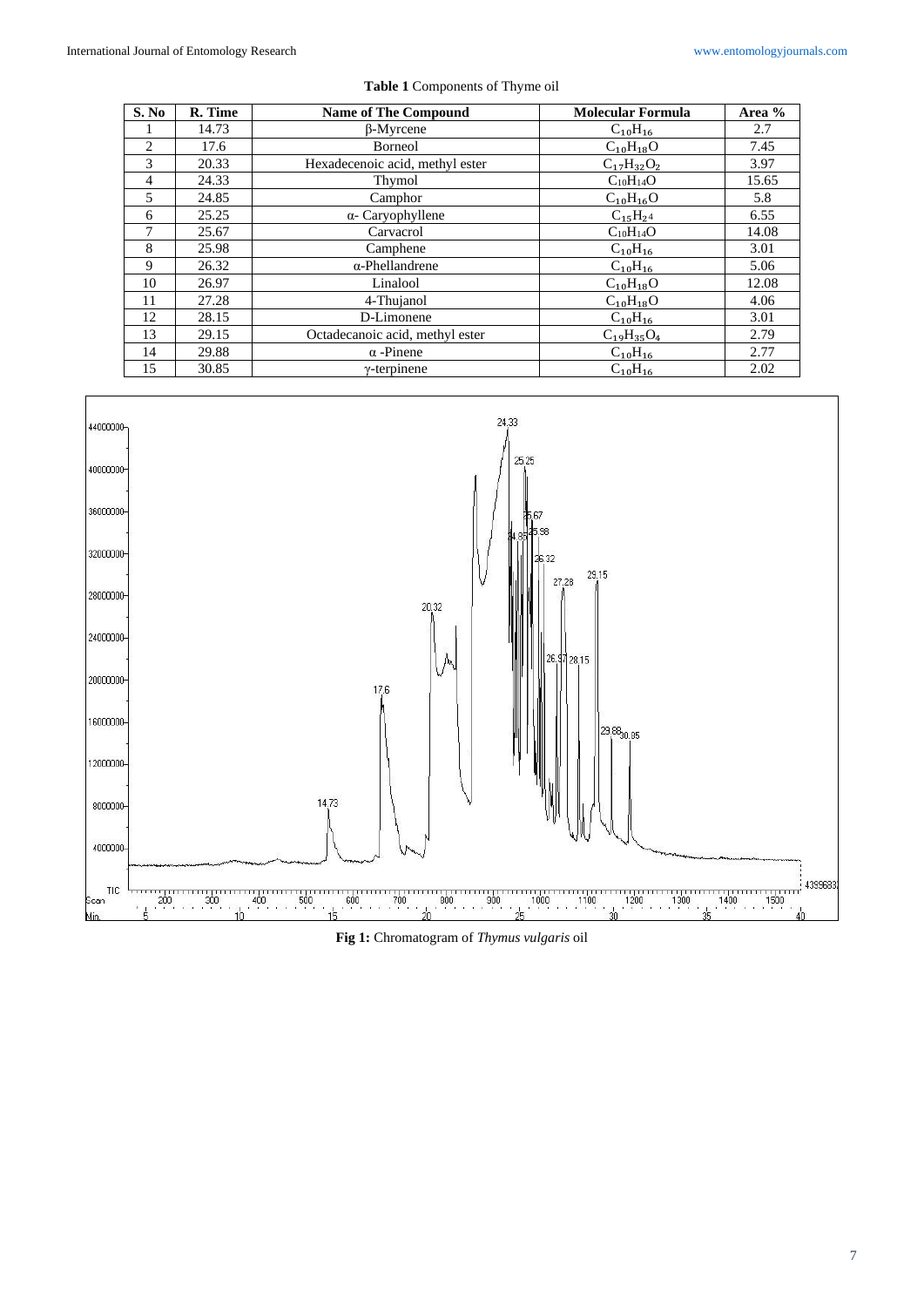**Table 1** Components of Thyme oil

| S. No | R. Time | Name of The Compound | Molecular Formula | Area % |
|---|---|---|---|---|
| 1 | 14.73 | β-Myrcene | $C_{10}H_{16}$ | 2.7 |
| 2 | 17.6 | Borneol | $C_{10}H_{18}O$ | 7.45 |
| 3 | 20.33 | Hexadecenoic acid, methyl ester | $C_{17}H_{32}O_2$ | 3.97 |
| 4 | 24.33 | Thymol | $C_{10}H_{14}O$ | 15.65 |
| 5 | 24.85 | Camphor | $C_{10}H_{16}O$ | 5.8 |
| 6 | 25.25 | α- Caryophyllene | $C_{15}H_{24}$ | 6.55 |
| 7 | 25.67 | Carvacrol | $C_{10}H_{14}O$ | 14.08 |
| 8 | 25.98 | Camphene | $C_{10}H_{16}$ | 3.01 |
| 9 | 26.32 | α-Phellandrene | $C_{10}H_{16}$ | 5.06 |
| 10 | 26.97 | Linalool | $C_{10}H_{18}O$ | 12.08 |
| 11 | 27.28 | 4-Thujanol | $C_{10}H_{18}O$ | 4.06 |
| 12 | 28.15 | D-Limonene | $C_{10}H_{16}$ | 3.01 |
| 13 | 29.15 | Octadecanoic acid, methyl ester | $C_{19}H_{35}O_4$ | 2.79 |
| 14 | 29.88 | α -Pinene | $C_{10}H_{16}$ | 2.77 |
| 15 | 30.85 | γ-terpinene | $C_{10}H_{16}$ | 2.02 |

**Fig 1:** Chromatogram of *Thymus vulgaris* oil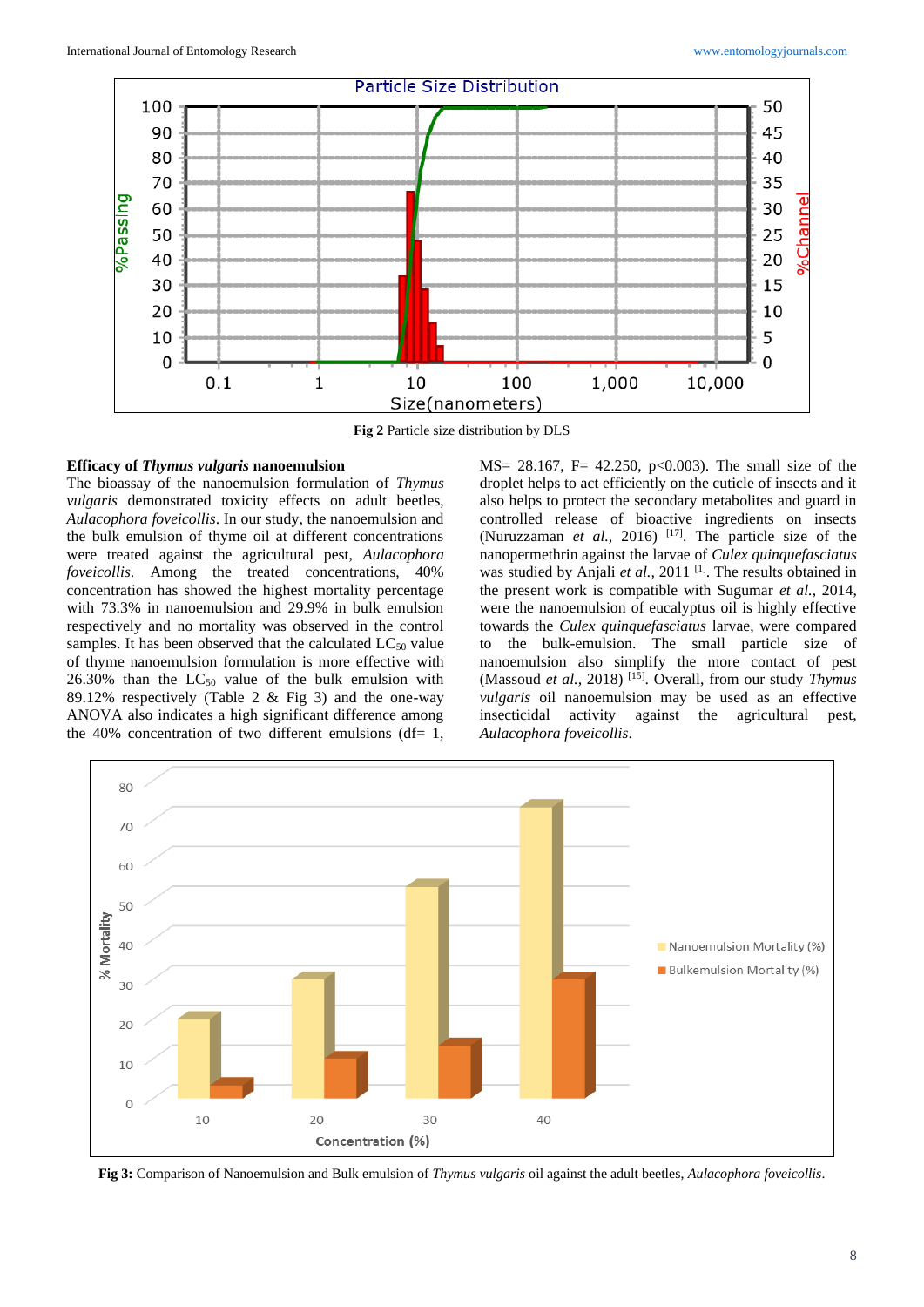Fig 2 Particle size distribution by DLS

### Efficacy of *Thymus vulgaris* nanoemulsion

The bioassay of the nanoemulsion formulation of *Thymus vulgaris* demonstrated toxicity effects on adult beetles, *Aulacophora foveicollis*. In our study, the nanoemulsion and the bulk emulsion of thyme oil at different concentrations were treated against the agricultural pest, *Aulacophora foveicollis*. Among the treated concentrations, 40% concentration has showed the highest mortality percentage with 73.3% in nanoemulsion and 29.9% in bulk emulsion respectively and no mortality was observed in the control samples. It has been observed that the calculated $LC_{50}$ value of thyme nanoemulsion formulation is more effective with 26.30% than the $LC_{50}$ value of the bulk emulsion with 89.12% respectively (Table 2 & Fig 3) and the one-way ANOVA also indicates a high significant difference among the 40% concentration of two different emulsions (df= 1, MS= 28.167, F= 42.250, $p<0.003$). The small size of the droplet helps to act efficiently on the cuticle of insects and it also helps to protect the secondary metabolites and guard in controlled release of bioactive ingredients on insects (Nuruzzaman *et al.,* 2016) [17]. The particle size of the nanopermethrin against the larvae of *Culex quinquefasciatus* was studied by Anjali *et al.,* 2011 [1]. The results obtained in the present work is compatible with Sugumar *et al.,* 2014, were the nanoemulsion of eucalyptus oil is highly effective towards the *Culex quinquefasciatus* larvae, were compared to the bulk-emulsion. The small particle size of nanoemulsion also simplify the more contact of pest (Massoud *et al.,* 2018) [15]. Overall, from our study *Thymus vulgaris* oil nanoemulsion may be used as an effective insecticidal activity against the agricultural pest, *Aulacophora foveicollis*.

**Fig 3:** Comparison of Nanoemulsion and Bulk emulsion of *Thymus vulgaris* oil against the adult beetles, *Aulacophora foveicollis*.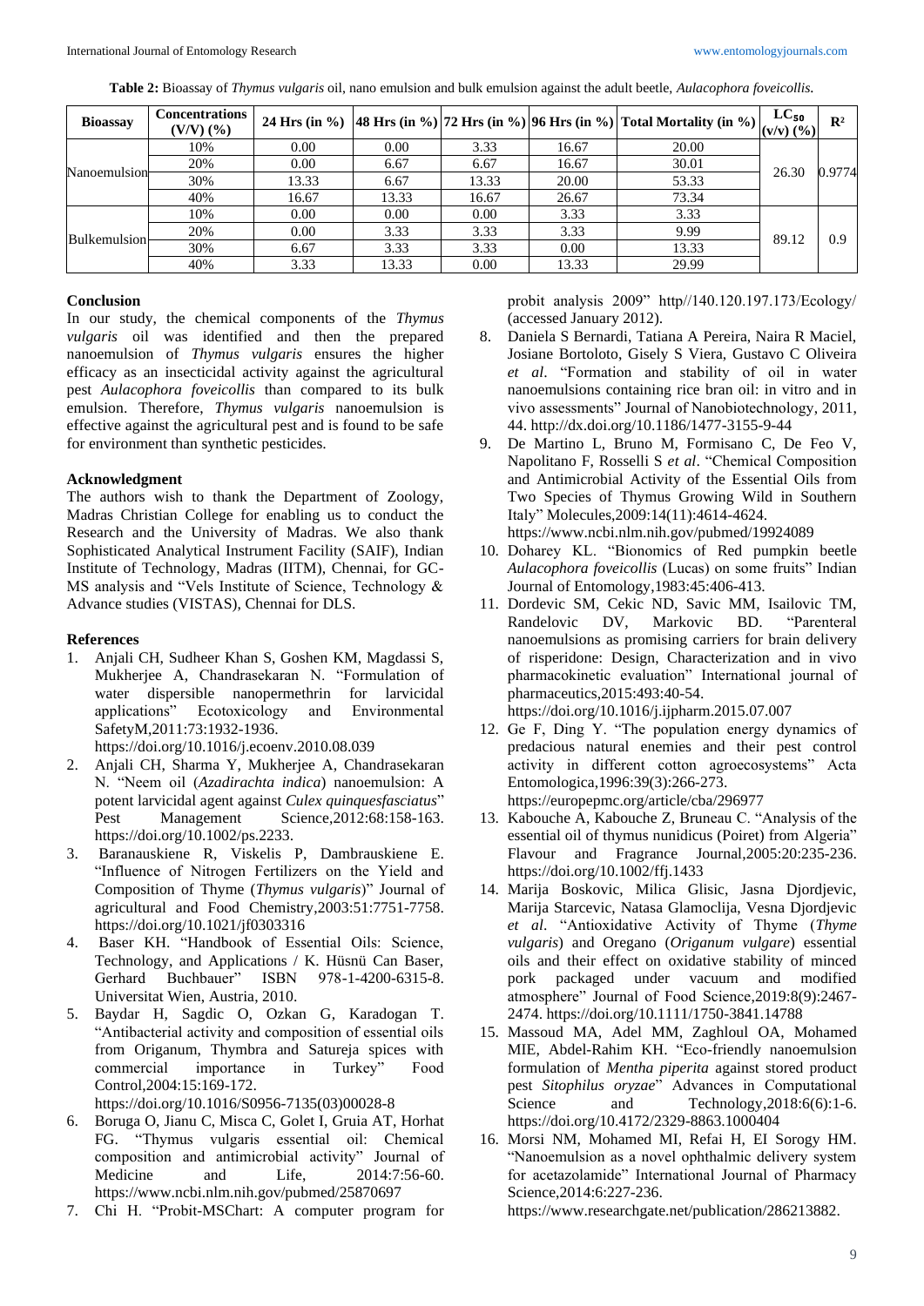**Table 2:** Bioassay of *Thymus vulgaris* oil, nano emulsion and bulk emulsion against the adult beetle, *Aulacophora foveicollis.*

| Bioassay | Concentrations (V/V) (%) | 24 Hrs (in %) | 48 Hrs (in %) | 72 Hrs (in %) | 96 Hrs (in %) | Total Mortality (in %) | $LC_{50}$ (v/v) (%) | $R^2$ |
|---|---|---|---|---|---|---|---|---|
| Nanoemulsion | 10% | 0.00 | 0.00 | 3.33 | 16.67 | 20.00 | 26.30 | 0.9774 |
| | 20% | 0.00 | 6.67 | 6.67 | 16.67 | 30.01 | | |
| | 30% | 13.33 | 6.67 | 13.33 | 20.00 | 53.33 | | |
| | 40% | 16.67 | 13.33 | 16.67 | 26.67 | 73.34 | | |
| Bulkemulsion | 10% | 0.00 | 0.00 | 0.00 | 3.33 | 3.33 | 89.12 | 0.9 |
| | 20% | 0.00 | 3.33 | 3.33 | 3.33 | 9.99 | | |
| | 30% | 6.67 | 3.33 | 3.33 | 0.00 | 13.33 | | |
| | 40% | 3.33 | 13.33 | 0.00 | 13.33 | 29.99 | | |

## Conclusion

In our study, the chemical components of the *Thymus vulgaris* oil was identified and then the prepared nanoemulsion of *Thymus vulgaris* ensures the higher efficacy as an insecticidal activity against the agricultural pest *Aulacophora foveicollis* than compared to its bulk emulsion. Therefore, *Thymus vulgaris* nanoemulsion is effective against the agricultural pest and is found to be safe for environment than synthetic pesticides.

## Acknowledgment

The authors wish to thank the Department of Zoology, Madras Christian College for enabling us to conduct the Research and the University of Madras. We also thank Sophisticated Analytical Instrument Facility (SAIF), Indian Institute of Technology, Madras (IITM), Chennai, for GC-MS analysis and "Vels Institute of Science, Technology & Advance studies (VISTAS), Chennai for DLS.

## References

1. Anjali CH, Sudheer Khan S, Goshen KM, Magdassi S, Mukherjee A, Chandrasekaran N. "Formulation of water dispersible nanopermethrin for larvicidal applications" Ecotoxicology and Environmental SafetyM,2011:73:1932-1936. https://doi.org/10.1016/j.ecoenv.2010.08.039
2. Anjali CH, Sharma Y, Mukherjee A, Chandrasekaran N. "Neem oil (*Azadirachta indica*) nanoemulsion: A potent larvicidal agent against *Culex quinquesfasciatus*" Pest Management Science,2012:68:158-163. https://doi.org/10.1002/ps.2233.
3. Baranauskiene R, Viskelis P, Dambrauskiene E. "Influence of Nitrogen Fertilizers on the Yield and Composition of Thyme (*Thymus vulgaris*)" Journal of agricultural and Food Chemistry,2003:51:7751-7758. https://doi.org/10.1021/jf0303316
4. Baser KH. "Handbook of Essential Oils: Science, Technology, and Applications / K. Hüsnü Can Baser, Gerhard Buchbauer" ISBN 978-1-4200-6315-8. Universitat Wien, Austria, 2010.
5. Baydar H, Sagdic O, Ozkan G, Karadogan T. "Antibacterial activity and composition of essential oils from Origanum, Thymbra and Satureja spices with commercial importance in Turkey" Food Control,2004:15:169-172. https://doi.org/10.1016/S0956-7135(03)00028-8
6. Boruga O, Jianu C, Misca C, Golet I, Gruia AT, Horhat FG. "Thymus vulgaris essential oil: Chemical composition and antimicrobial activity" Journal of Medicine and Life, 2014:7:56-60. https://www.ncbi.nlm.nih.gov/pubmed/25870697
7. Chi H. "Probit-MSChart: A computer program for probit analysis 2009" http//140.120.197.173/Ecology/ (accessed January 2012).
8. Daniela S Bernardi, Tatiana A Pereira, Naira R Maciel, Josiane Bortoloto, Gisely S Viera, Gustavo C Oliveira *et al*. "Formation and stability of oil in water nanoemulsions containing rice bran oil: in vitro and in vivo assessments" Journal of Nanobiotechnology, 2011, 44. http://dx.doi.org/10.1186/1477-3155-9-44
9. De Martino L, Bruno M, Formisano C, De Feo V, Napolitano F, Rosselli S *et al*. "Chemical Composition and Antimicrobial Activity of the Essential Oils from Two Species of Thymus Growing Wild in Southern Italy" Molecules,2009:14(11):4614-4624. https://www.ncbi.nlm.nih.gov/pubmed/19924089
10. Doharey KL. "Bionomics of Red pumpkin beetle *Aulacophora foveicollis* (Lucas) on some fruits" Indian Journal of Entomology,1983:45:406-413.
11. Dordevic SM, Cekic ND, Savic MM, Isailovic TM, Randelovic DV, Markovic BD. "Parenteral nanoemulsions as promising carriers for brain delivery of risperidone: Design, Characterization and in vivo pharmacokinetic evaluation" International journal of pharmaceutics,2015:493:40-54. https://doi.org/10.1016/j.ijpharm.2015.07.007
12. Ge F, Ding Y. "The population energy dynamics of predacious natural enemies and their pest control activity in different cotton agroecosystems" Acta Entomologica,1996:39(3):266-273. https://europepmc.org/article/cba/296977
13. Kabouche A, Kabouche Z, Bruneau C. "Analysis of the essential oil of thymus nunidicus (Poiret) from Algeria" Flavour and Fragrance Journal,2005:20:235-236. https://doi.org/10.1002/ffj.1433
14. Marija Boskovic, Milica Glisic, Jasna Djordjevic, Marija Starcevic, Natasa Glamoclija, Vesna Djordjevic *et al*. "Antioxidative Activity of Thyme (*Thyme vulgaris*) and Oregano (*Origanum vulgare*) essential oils and their effect on oxidative stability of minced pork packaged under vacuum and modified atmosphere" Journal of Food Science,2019:8(9):2467-2474. https://doi.org/10.1111/1750-3841.14788
15. Massoud MA, Adel MM, Zaghloul OA, Mohamed MIE, Abdel-Rahim KH. "Eco-friendly nanoemulsion formulation of *Mentha piperita* against stored product pest *Sitophilus oryzae*" Advances in Computational Science and Technology,2018:6(6):1-6. https://doi.org/10.4172/2329-8863.1000404
16. Morsi NM, Mohamed MI, Refai H, El Sorogy HM. "Nanoemulsion as a novel ophthalmic delivery system for acetazolamide" International Journal of Pharmacy Science,2014:6:227-236. https://www.researchgate.net/publication/286213882.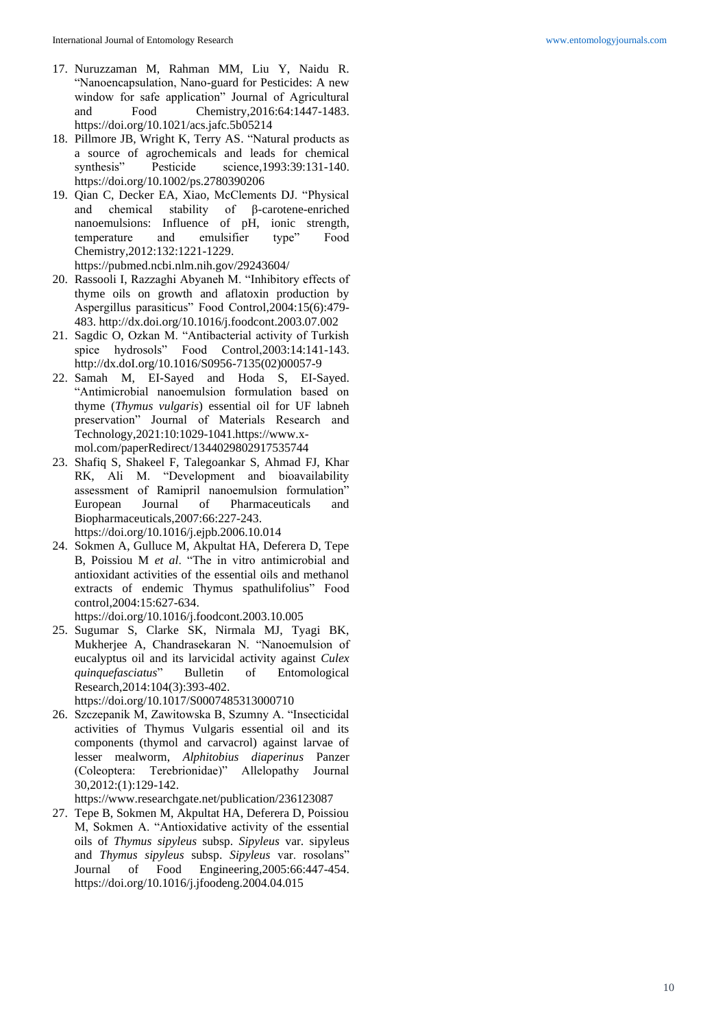17. Nuruzzaman M, Rahman MM, Liu Y, Naidu R. "Nanoencapsulation, Nano-guard for Pesticides: A new window for safe application" Journal of Agricultural and Food Chemistry,2016:64:1447-1483. https://doi.org/10.1021/acs.jafc.5b05214
18. Pillmore JB, Wright K, Terry AS. "Natural products as a source of agrochemicals and leads for chemical synthesis" Pesticide science,1993:39:131-140. https://doi.org/10.1002/ps.2780390206
19. Qian C, Decker EA, Xiao, McClements DJ. "Physical and chemical stability of β-carotene-enriched nanoemulsions: Influence of pH, ionic strength, temperature and emulsifier type" Food Chemistry,2012:132:1221-1229. https://pubmed.ncbi.nlm.nih.gov/29243604/
20. Rassooli I, Razzaghi Abyaneh M. "Inhibitory effects of thyme oils on growth and aflatoxin production by Aspergillus parasiticus" Food Control,2004:15(6):479-483. http://dx.doi.org/10.1016/j.foodcont.2003.07.002
21. Sagdic O, Ozkan M. "Antibacterial activity of Turkish spice hydrosols" Food Control,2003:14:141-143. http://dx.doI.org/10.1016/S0956-7135(02)00057-9
22. Samah M, EI-Sayed and Hoda S, EI-Sayed. "Antimicrobial nanoemulsion formulation based on thyme (*Thymus vulgaris*) essential oil for UF labneh preservation" Journal of Materials Research and Technology,2021:10:1029-1041.https://www.x-mol.com/paperRedirect/1344029802917535744
23. Shafiq S, Shakeel F, Talegoankar S, Ahmad FJ, Khar RK, Ali M. "Development and bioavailability assessment of Ramipril nanoemulsion formulation" European Journal of Pharmaceuticals and Biopharmaceuticals,2007:66:227-243. https://doi.org/10.1016/j.ejpb.2006.10.014
24. Sokmen A, Gulluce M, Akpultat HA, Deferera D, Tepe B, Poissiou M *et al*. "The in vitro antimicrobial and antioxidant activities of the essential oils and methanol extracts of endemic Thymus spathulifolius" Food control,2004:15:627-634. https://doi.org/10.1016/j.foodcont.2003.10.005
25. Sugumar S, Clarke SK, Nirmala MJ, Tyagi BK, Mukherjee A, Chandrasekaran N. "Nanoemulsion of eucalyptus oil and its larvicidal activity against *Culex quinquefasciatus*" Bulletin of Entomological Research,2014:104(3):393-402. https://doi.org/10.1017/S0007485313000710
26. Szczepanik M, Zawitowska B, Szumny A. "Insecticidal activities of Thymus Vulgaris essential oil and its components (thymol and carvacrol) against larvae of lesser mealworm, *Alphitobius diaperinus* Panzer (Coleoptera: Terebrionidae)" Allelopathy Journal 30,2012:(1):129-142. https://www.researchgate.net/publication/236123087
27. Tepe B, Sokmen M, Akpultat HA, Deferera D, Poissiou M, Sokmen A. "Antioxidative activity of the essential oils of *Thymus sipyleus* subsp. *Sipyleus* var. sipyleus and *Thymus sipyleus* subsp. *Sipyleus* var. rosolans" Journal of Food Engineering,2005:66:447-454. https://doi.org/10.1016/j.jfoodeng.2004.04.015